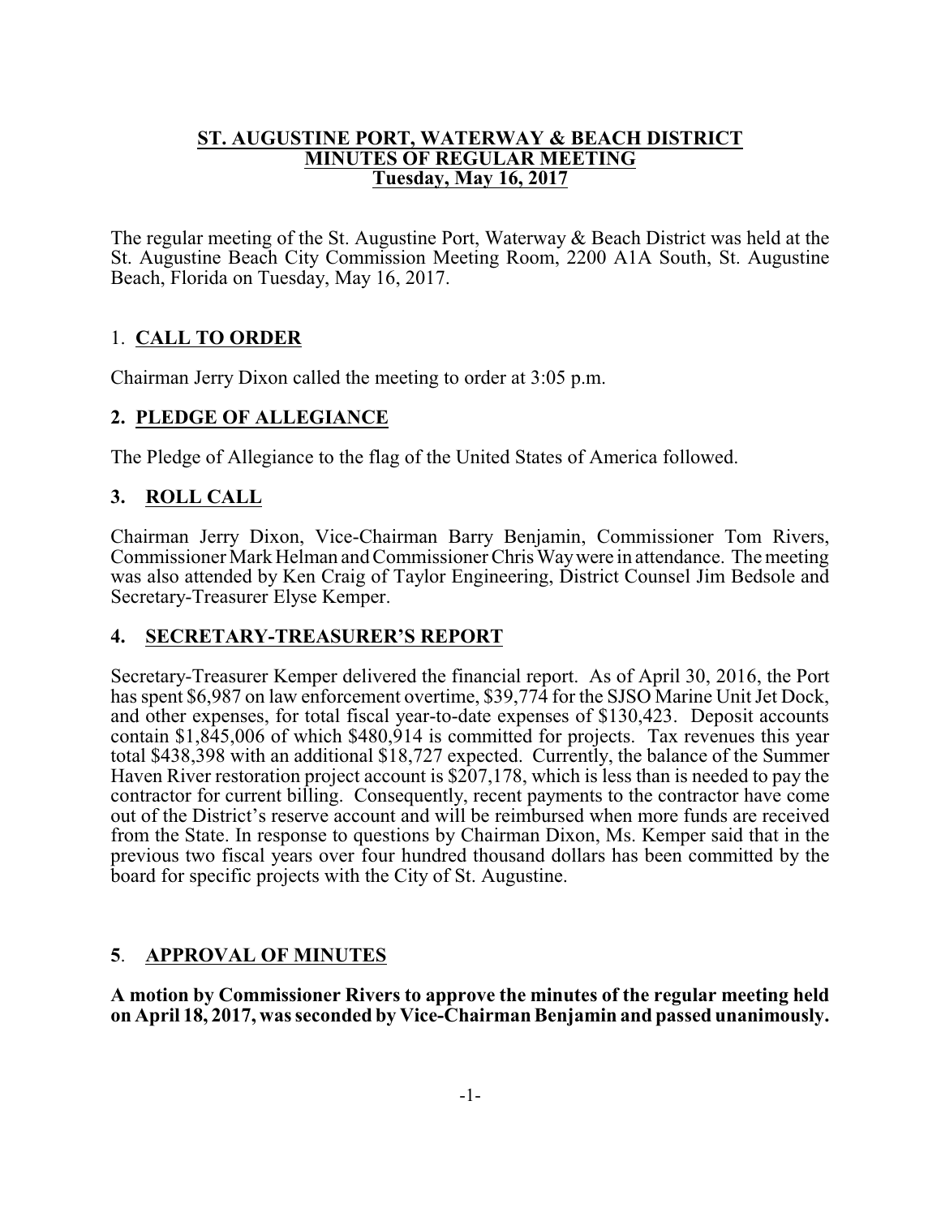# ST. AUGUSTINE PORT, WATERWAY & BEACH DISTRICT
## MINUTES OF REGULAR MEETING
### Tuesday, May 16, 2017

The regular meeting of the St. Augustine Port, Waterway & Beach District was held at the St. Augustine Beach City Commission Meeting Room, 2200 A1A South, St. Augustine Beach, Florida on Tuesday, May 16, 2017.

## 1. CALL TO ORDER

Chairman Jerry Dixon called the meeting to order at 3:05 p.m.

## 2. PLEDGE OF ALLEGIANCE

The Pledge of Allegiance to the flag of the United States of America followed.

## 3. ROLL CALL

Chairman Jerry Dixon, Vice-Chairman Barry Benjamin, Commissioner Tom Rivers, Commissioner Mark Helman and Commissioner Chris Way were in attendance. The meeting was also attended by Ken Craig of Taylor Engineering, District Counsel Jim Bedsole and Secretary-Treasurer Elyse Kemper.

## 4. SECRETARY-TREASURER'S REPORT

Secretary-Treasurer Kemper delivered the financial report. As of April 30, 2016, the Port has spent $6,987 on law enforcement overtime, $39,774 for the SJSO Marine Unit Jet Dock, and other expenses, for total fiscal year-to-date expenses of $130,423. Deposit accounts contain $1,845,006 of which $480,914 is committed for projects. Tax revenues this year total $438,398 with an additional $18,727 expected. Currently, the balance of the Summer Haven River restoration project account is $207,178, which is less than is needed to pay the contractor for current billing. Consequently, recent payments to the contractor have come out of the District's reserve account and will be reimbursed when more funds are received from the State. In response to questions by Chairman Dixon, Ms. Kemper said that in the previous two fiscal years over four hundred thousand dollars has been committed by the board for specific projects with the City of St. Augustine.

## 5. APPROVAL OF MINUTES

**A motion by Commissioner Rivers to approve the minutes of the regular meeting held on April 18, 2017, was seconded by Vice-Chairman Benjamin and passed unanimously.**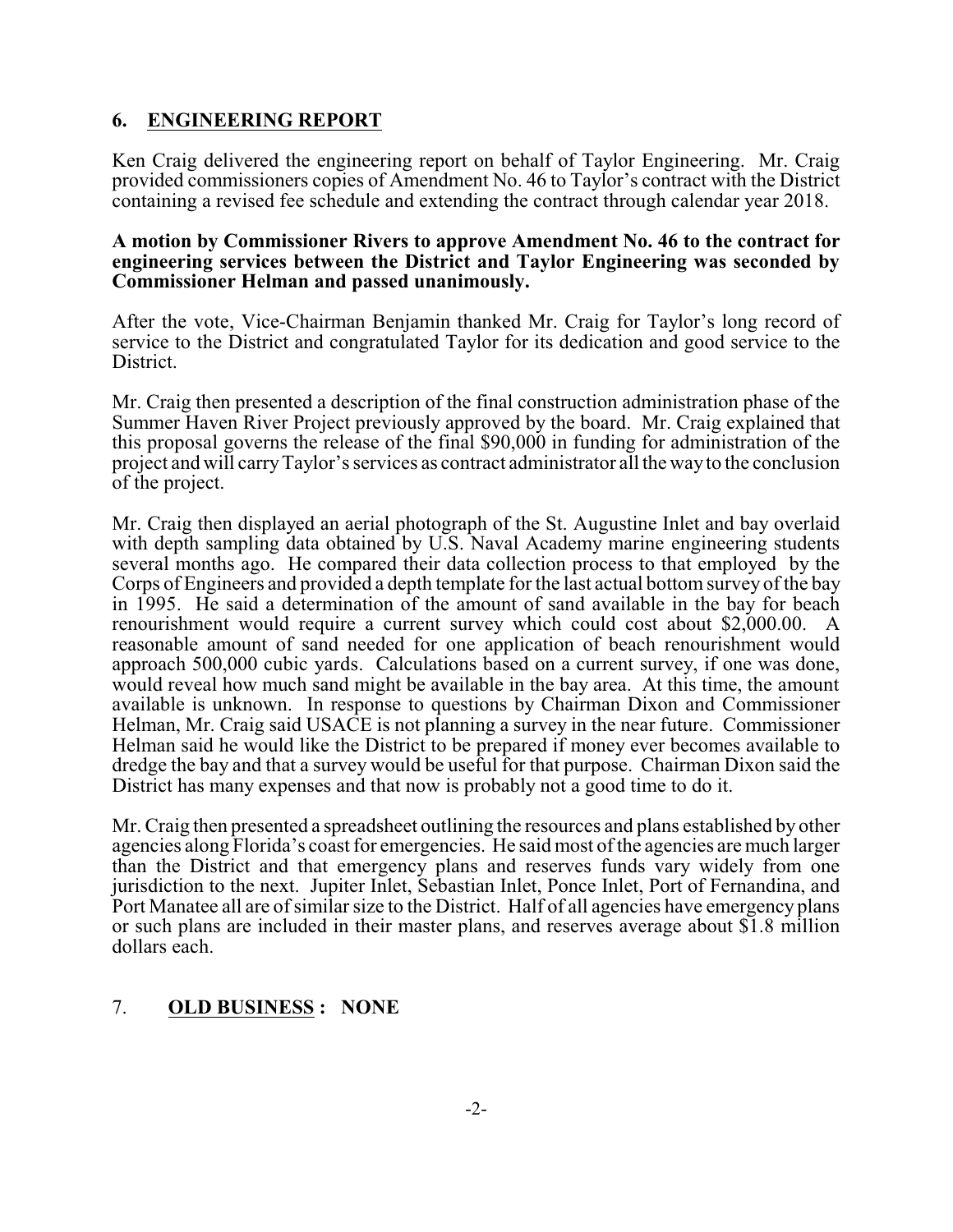## 6. ENGINEERING REPORT

Ken Craig delivered the engineering report on behalf of Taylor Engineering. Mr. Craig provided commissioners copies of Amendment No. 46 to Taylor's contract with the District containing a revised fee schedule and extending the contract through calendar year 2018.

**A motion by Commissioner Rivers to approve Amendment No. 46 to the contract for engineering services between the District and Taylor Engineering was seconded by Commissioner Helman and passed unanimously.**

After the vote, Vice-Chairman Benjamin thanked Mr. Craig for Taylor's long record of service to the District and congratulated Taylor for its dedication and good service to the District.

Mr. Craig then presented a description of the final construction administration phase of the Summer Haven River Project previously approved by the board. Mr. Craig explained that this proposal governs the release of the final $90,000 in funding for administration of the project and will carry Taylor's services as contract administrator all the way to the conclusion of the project.

Mr. Craig then displayed an aerial photograph of the St. Augustine Inlet and bay overlaid with depth sampling data obtained by U.S. Naval Academy marine engineering students several months ago. He compared their data collection process to that employed by the Corps of Engineers and provided a depth template for the last actual bottom survey of the bay in 1995. He said a determination of the amount of sand available in the bay for beach renourishment would require a current survey which could cost about $2,000.00. A reasonable amount of sand needed for one application of beach renourishment would approach 500,000 cubic yards. Calculations based on a current survey, if one was done, would reveal how much sand might be available in the bay area. At this time, the amount available is unknown. In response to questions by Chairman Dixon and Commissioner Helman, Mr. Craig said USACE is not planning a survey in the near future. Commissioner Helman said he would like the District to be prepared if money ever becomes available to dredge the bay and that a survey would be useful for that purpose. Chairman Dixon said the District has many expenses and that now is probably not a good time to do it.

Mr. Craig then presented a spreadsheet outlining the resources and plans established by other agencies along Florida's coast for emergencies. He said most of the agencies are much larger than the District and that emergency plans and reserves funds vary widely from one jurisdiction to the next. Jupiter Inlet, Sebastian Inlet, Ponce Inlet, Port of Fernandina, and Port Manatee all are of similar size to the District. Half of all agencies have emergency plans or such plans are included in their master plans, and reserves average about $1.8 million dollars each.

## 7. **OLD BUSINESS : NONE**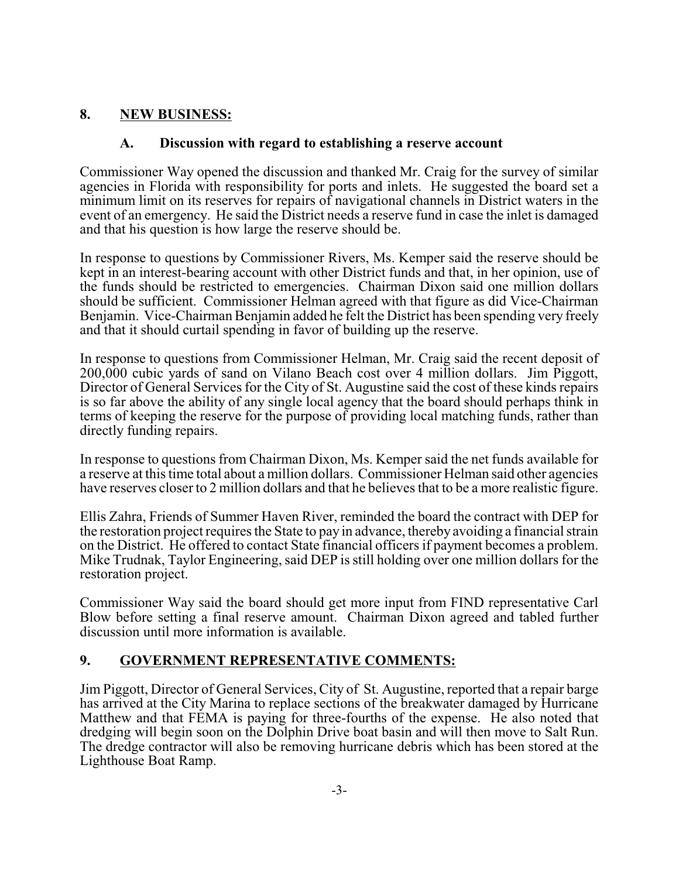## 8. <u>NEW BUSINESS:</u>

### A. Discussion with regard to establishing a reserve account

Commissioner Way opened the discussion and thanked Mr. Craig for the survey of similar agencies in Florida with responsibility for ports and inlets. He suggested the board set a minimum limit on its reserves for repairs of navigational channels in District waters in the event of an emergency. He said the District needs a reserve fund in case the inlet is damaged and that his question is how large the reserve should be.

In response to questions by Commissioner Rivers, Ms. Kemper said the reserve should be kept in an interest-bearing account with other District funds and that, in her opinion, use of the funds should be restricted to emergencies. Chairman Dixon said one million dollars should be sufficient. Commissioner Helman agreed with that figure as did Vice-Chairman Benjamin. Vice-Chairman Benjamin added he felt the District has been spending very freely and that it should curtail spending in favor of building up the reserve.

In response to questions from Commissioner Helman, Mr. Craig said the recent deposit of 200,000 cubic yards of sand on Vilano Beach cost over 4 million dollars. Jim Piggott, Director of General Services for the City of St. Augustine said the cost of these kinds repairs is so far above the ability of any single local agency that the board should perhaps think in terms of keeping the reserve for the purpose of providing local matching funds, rather than directly funding repairs.

In response to questions from Chairman Dixon, Ms. Kemper said the net funds available for a reserve at this time total about a million dollars. Commissioner Helman said other agencies have reserves closer to 2 million dollars and that he believes that to be a more realistic figure.

Ellis Zahra, Friends of Summer Haven River, reminded the board the contract with DEP for the restoration project requires the State to pay in advance, thereby avoiding a financial strain on the District. He offered to contact State financial officers if payment becomes a problem. Mike Trudnak, Taylor Engineering, said DEP is still holding over one million dollars for the restoration project.

Commissioner Way said the board should get more input from FIND representative Carl Blow before setting a final reserve amount. Chairman Dixon agreed and tabled further discussion until more information is available.

## 9. <u>GOVERNMENT REPRESENTATIVE COMMENTS:</u>

Jim Piggott, Director of General Services, City of St. Augustine, reported that a repair barge has arrived at the City Marina to replace sections of the breakwater damaged by Hurricane Matthew and that FEMA is paying for three-fourths of the expense. He also noted that dredging will begin soon on the Dolphin Drive boat basin and will then move to Salt Run. The dredge contractor will also be removing hurricane debris which has been stored at the Lighthouse Boat Ramp.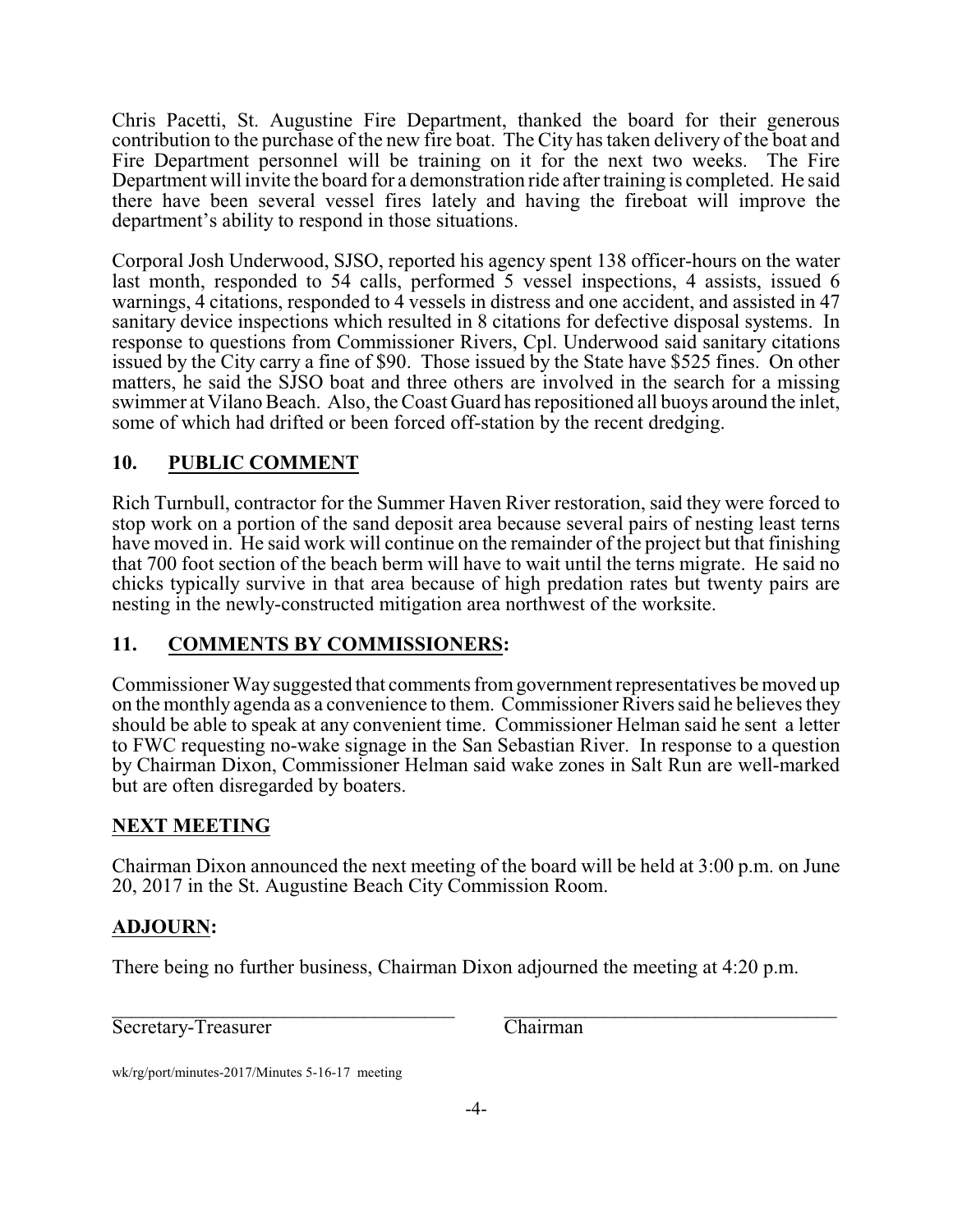Chris Pacetti, St. Augustine Fire Department, thanked the board for their generous contribution to the purchase of the new fire boat. The City has taken delivery of the boat and Fire Department personnel will be training on it for the next two weeks. The Fire Department will invite the board for a demonstration ride after training is completed. He said there have been several vessel fires lately and having the fireboat will improve the department's ability to respond in those situations.

Corporal Josh Underwood, SJSO, reported his agency spent 138 officer-hours on the water last month, responded to 54 calls, performed 5 vessel inspections, 4 assists, issued 6 warnings, 4 citations, responded to 4 vessels in distress and one accident, and assisted in 47 sanitary device inspections which resulted in 8 citations for defective disposal systems. In response to questions from Commissioner Rivers, Cpl. Underwood said sanitary citations issued by the City carry a fine of $90. Those issued by the State have $525 fines. On other matters, he said the SJSO boat and three others are involved in the search for a missing swimmer at Vilano Beach. Also, the Coast Guard has repositioned all buoys around the inlet, some of which had drifted or been forced off-station by the recent dredging.

## 10. PUBLIC COMMENT

Rich Turnbull, contractor for the Summer Haven River restoration, said they were forced to stop work on a portion of the sand deposit area because several pairs of nesting least terns have moved in. He said work will continue on the remainder of the project but that finishing that 700 foot section of the beach berm will have to wait until the terns migrate. He said no chicks typically survive in that area because of high predation rates but twenty pairs are nesting in the newly-constructed mitigation area northwest of the worksite.

## 11. COMMENTS BY COMMISSIONERS:

Commissioner Way suggested that comments from government representatives be moved up on the monthly agenda as a convenience to them. Commissioner Rivers said he believes they should be able to speak at any convenient time. Commissioner Helman said he sent a letter to FWC requesting no-wake signage in the San Sebastian River. In response to a question by Chairman Dixon, Commissioner Helman said wake zones in Salt Run are well-marked but are often disregarded by boaters.

## NEXT MEETING

Chairman Dixon announced the next meeting of the board will be held at 3:00 p.m. on June 20, 2017 in the St. Augustine Beach City Commission Room.

## ADJOURN:

There being no further business, Chairman Dixon adjourned the meeting at 4:20 p.m.

___________________________________ ___________________________________

Secretary-Treasurer Chairman

wk/rg/port/minutes-2017/Minutes 5-16-17 meeting